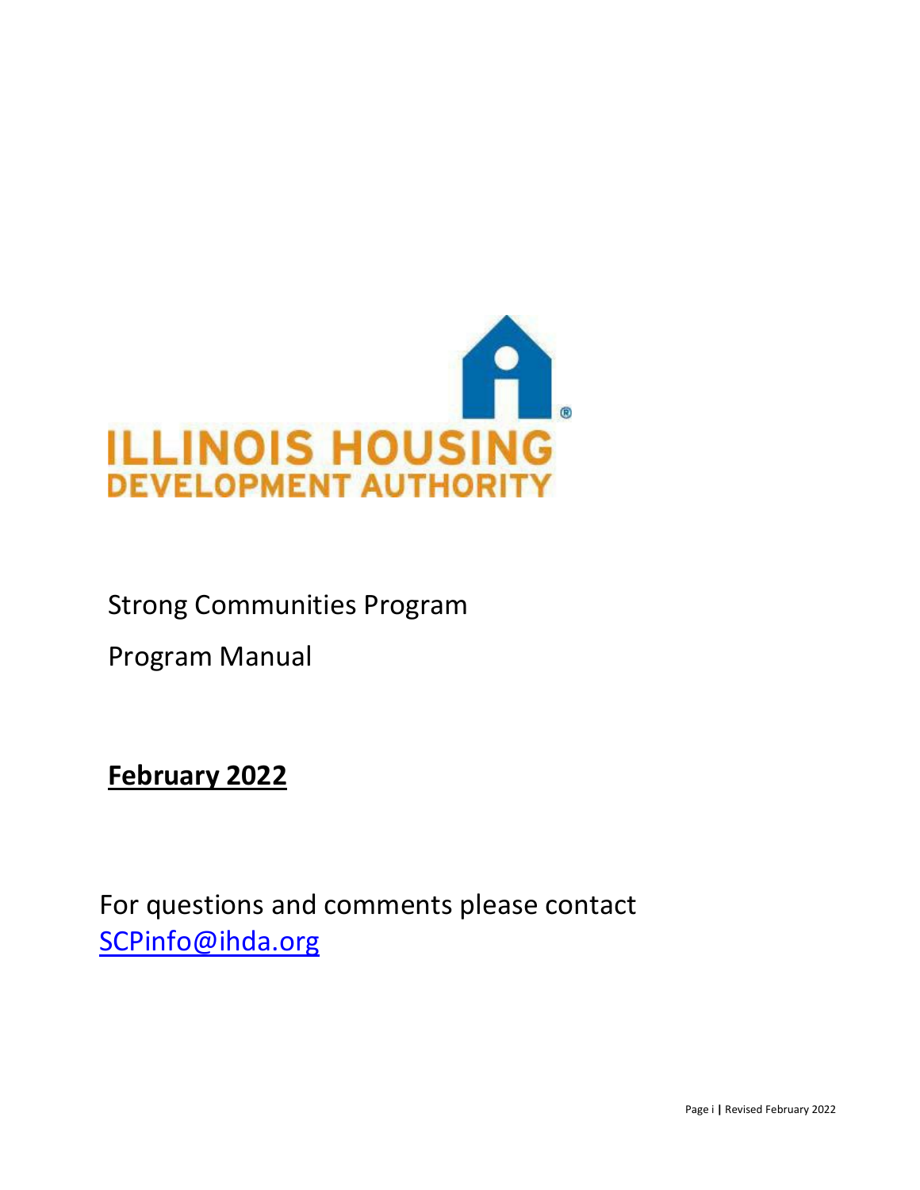ILLINOIS HOUSING DEVELOPMENT AUTHORITY

Strong Communities Program

Program Manual

**February 2022**

For questions and comments please contact [SCPinfo@ihda.org](mailto:SCPinfo@ihda.org)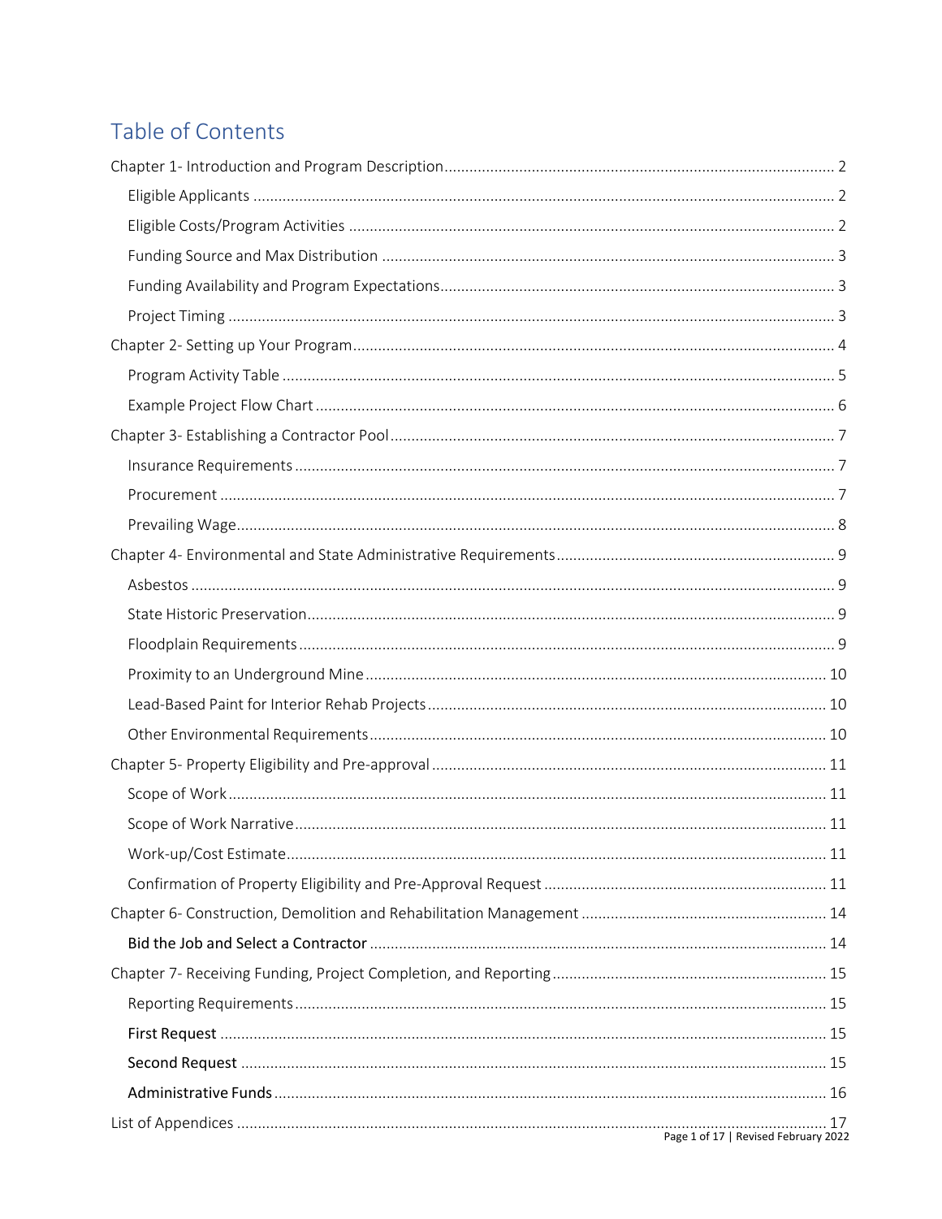# Table of Contents

Chapter 1- Introduction and Program Description ............ 2

- Eligible Applicants ............ 2
- Eligible Costs/Program Activities ............ 2
- Funding Source and Max Distribution ............ 3
- Funding Availability and Program Expectations ............ 3
- Project Timing ............ 3

Chapter 2- Setting up Your Program ............ 4

- Program Activity Table ............ 5
- Example Project Flow Chart ............ 6

Chapter 3- Establishing a Contractor Pool ............ 7

- Insurance Requirements ............ 7
- Procurement ............ 7
- Prevailing Wage ............ 8

Chapter 4- Environmental and State Administrative Requirements ............ 9

- Asbestos ............ 9
- State Historic Preservation ............ 9
- Floodplain Requirements ............ 9
- Proximity to an Underground Mine ............ 10
- Lead-Based Paint for Interior Rehab Projects ............ 10
- Other Environmental Requirements ............ 10

Chapter 5- Property Eligibility and Pre-approval ............ 11

- Scope of Work ............ 11
- Scope of Work Narrative ............ 11
- Work-up/Cost Estimate ............ 11
- Confirmation of Property Eligibility and Pre-Approval Request ............ 11

Chapter 6- Construction, Demolition and Rehabilitation Management ............ 14

- Bid the Job and Select a Contractor ............ 14

Chapter 7- Receiving Funding, Project Completion, and Reporting ............ 15

- Reporting Requirements ............ 15
- First Request ............ 15
- Second Request ............ 15
- Administrative Funds ............ 16

List of Appendices ............ 17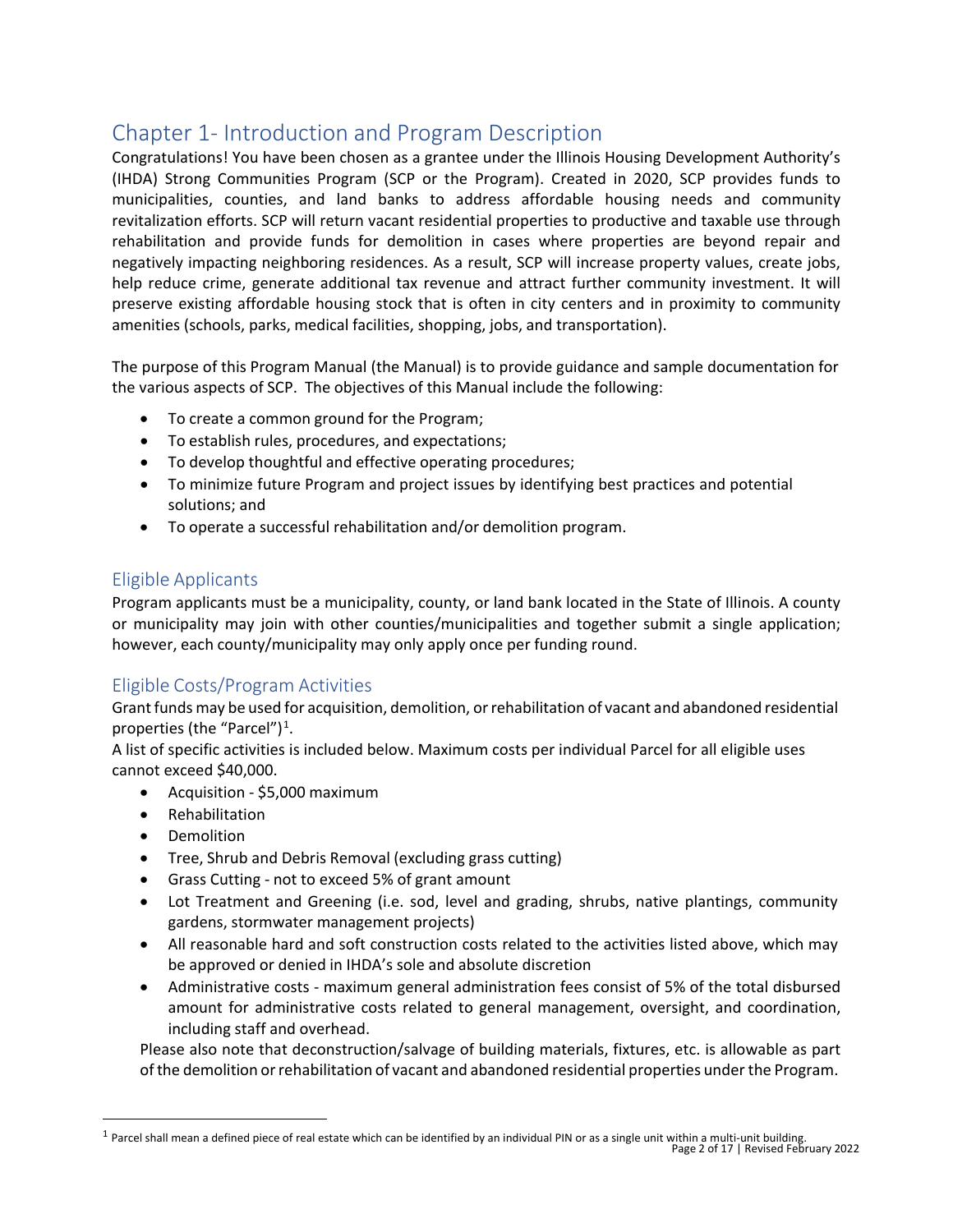# Chapter 1- Introduction and Program Description

Congratulations! You have been chosen as a grantee under the Illinois Housing Development Authority's (IHDA) Strong Communities Program (SCP or the Program). Created in 2020, SCP provides funds to municipalities, counties, and land banks to address affordable housing needs and community revitalization efforts. SCP will return vacant residential properties to productive and taxable use through rehabilitation and provide funds for demolition in cases where properties are beyond repair and negatively impacting neighboring residences. As a result, SCP will increase property values, create jobs, help reduce crime, generate additional tax revenue and attract further community investment. It will preserve existing affordable housing stock that is often in city centers and in proximity to community amenities (schools, parks, medical facilities, shopping, jobs, and transportation).

The purpose of this Program Manual (the Manual) is to provide guidance and sample documentation for the various aspects of SCP. The objectives of this Manual include the following:

- To create a common ground for the Program;
- To establish rules, procedures, and expectations;
- To develop thoughtful and effective operating procedures;
- To minimize future Program and project issues by identifying best practices and potential solutions; and
- To operate a successful rehabilitation and/or demolition program.

## Eligible Applicants

Program applicants must be a municipality, county, or land bank located in the State of Illinois. A county or municipality may join with other counties/municipalities and together submit a single application; however, each county/municipality may only apply once per funding round.

## Eligible Costs/Program Activities

Grant funds may be used for acquisition, demolition, or rehabilitation of vacant and abandoned residential properties (the "Parcel")[1].

A list of specific activities is included below. Maximum costs per individual Parcel for all eligible uses cannot exceed $40,000.

- Acquisition - $5,000 maximum
- Rehabilitation
- Demolition
- Tree, Shrub and Debris Removal (excluding grass cutting)
- Grass Cutting - not to exceed 5% of grant amount
- Lot Treatment and Greening (i.e. sod, level and grading, shrubs, native plantings, community gardens, stormwater management projects)
- All reasonable hard and soft construction costs related to the activities listed above, which may be approved or denied in IHDA's sole and absolute discretion
- Administrative costs - maximum general administration fees consist of 5% of the total disbursed amount for administrative costs related to general management, oversight, and coordination, including staff and overhead.

Please also note that deconstruction/salvage of building materials, fixtures, etc. is allowable as part of the demolition or rehabilitation of vacant and abandoned residential properties under the Program.

[1] Parcel shall mean a defined piece of real estate which can be identified by an individual PIN or as a single unit within a multi-unit building.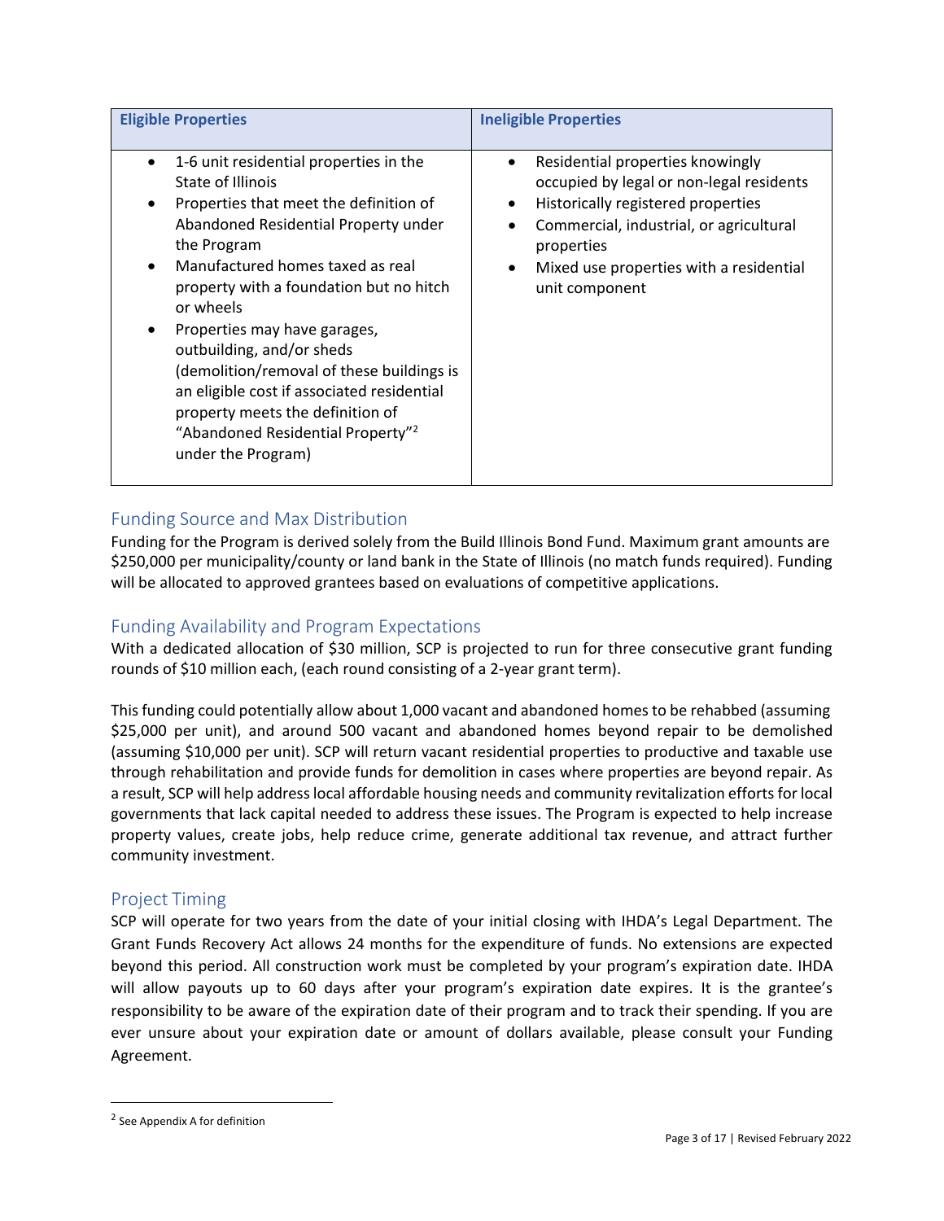| Eligible Properties | Ineligible Properties |
|---|---|
| • 1-6 unit residential properties in the State of Illinois<br>• Properties that meet the definition of Abandoned Residential Property under the Program<br>• Manufactured homes taxed as real property with a foundation but no hitch or wheels<br>• Properties may have garages, outbuilding, and/or sheds (demolition/removal of these buildings is an eligible cost if associated residential property meets the definition of "Abandoned Residential Property"[2] under the Program) | • Residential properties knowingly occupied by legal or non-legal residents<br>• Historically registered properties<br>• Commercial, industrial, or agricultural properties<br>• Mixed use properties with a residential unit component |

## Funding Source and Max Distribution

Funding for the Program is derived solely from the Build Illinois Bond Fund. Maximum grant amounts are $250,000 per municipality/county or land bank in the State of Illinois (no match funds required). Funding will be allocated to approved grantees based on evaluations of competitive applications.

## Funding Availability and Program Expectations

With a dedicated allocation of $30 million, SCP is projected to run for three consecutive grant funding rounds of $10 million each, (each round consisting of a 2-year grant term).

This funding could potentially allow about 1,000 vacant and abandoned homes to be rehabbed (assuming $25,000 per unit), and around 500 vacant and abandoned homes beyond repair to be demolished (assuming $10,000 per unit). SCP will return vacant residential properties to productive and taxable use through rehabilitation and provide funds for demolition in cases where properties are beyond repair. As a result, SCP will help address local affordable housing needs and community revitalization efforts for local governments that lack capital needed to address these issues. The Program is expected to help increase property values, create jobs, help reduce crime, generate additional tax revenue, and attract further community investment.

## Project Timing

SCP will operate for two years from the date of your initial closing with IHDA's Legal Department. The Grant Funds Recovery Act allows 24 months for the expenditure of funds. No extensions are expected beyond this period. All construction work must be completed by your program's expiration date. IHDA will allow payouts up to 60 days after your program's expiration date expires. It is the grantee's responsibility to be aware of the expiration date of their program and to track their spending. If you are ever unsure about your expiration date or amount of dollars available, please consult your Funding Agreement.

---

[2] See Appendix A for definition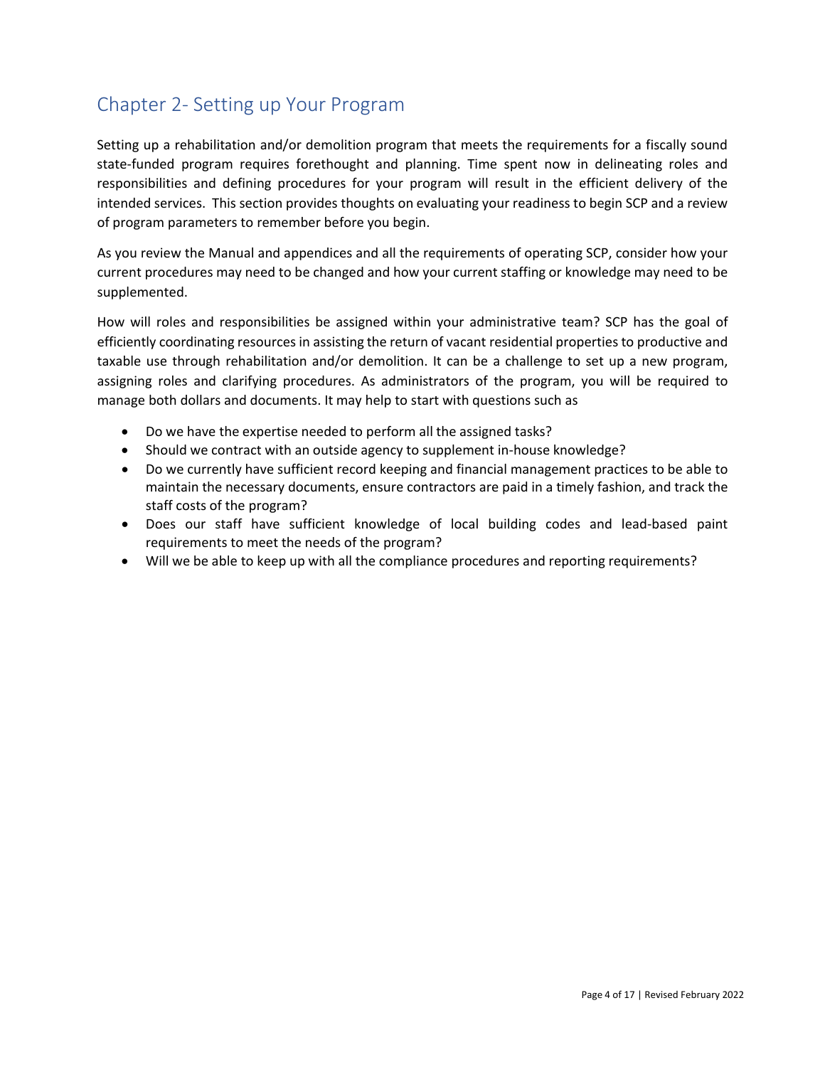## Chapter 2- Setting up Your Program

Setting up a rehabilitation and/or demolition program that meets the requirements for a fiscally sound state-funded program requires forethought and planning. Time spent now in delineating roles and responsibilities and defining procedures for your program will result in the efficient delivery of the intended services. This section provides thoughts on evaluating your readiness to begin SCP and a review of program parameters to remember before you begin.

As you review the Manual and appendices and all the requirements of operating SCP, consider how your current procedures may need to be changed and how your current staffing or knowledge may need to be supplemented.

How will roles and responsibilities be assigned within your administrative team? SCP has the goal of efficiently coordinating resources in assisting the return of vacant residential properties to productive and taxable use through rehabilitation and/or demolition. It can be a challenge to set up a new program, assigning roles and clarifying procedures. As administrators of the program, you will be required to manage both dollars and documents. It may help to start with questions such as

- Do we have the expertise needed to perform all the assigned tasks?
- Should we contract with an outside agency to supplement in-house knowledge?
- Do we currently have sufficient record keeping and financial management practices to be able to maintain the necessary documents, ensure contractors are paid in a timely fashion, and track the staff costs of the program?
- Does our staff have sufficient knowledge of local building codes and lead-based paint requirements to meet the needs of the program?
- Will we be able to keep up with all the compliance procedures and reporting requirements?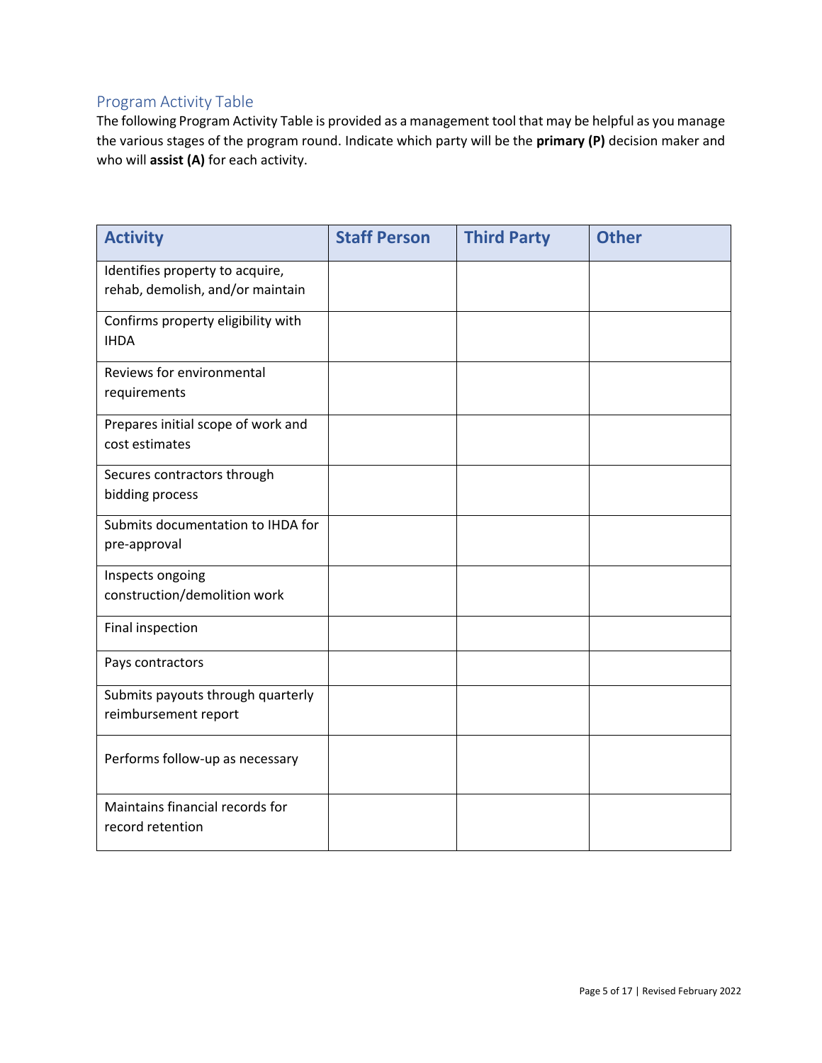## Program Activity Table

The following Program Activity Table is provided as a management tool that may be helpful as you manage the various stages of the program round. Indicate which party will be the **primary (P)** decision maker and who will **assist (A)** for each activity.

| Activity | Staff Person | Third Party | Other |
|---|---|---|---|
| Identifies property to acquire, rehab, demolish, and/or maintain | | | |
| Confirms property eligibility with IHDA | | | |
| Reviews for environmental requirements | | | |
| Prepares initial scope of work and cost estimates | | | |
| Secures contractors through bidding process | | | |
| Submits documentation to IHDA for pre-approval | | | |
| Inspects ongoing construction/demolition work | | | |
| Final inspection | | | |
| Pays contractors | | | |
| Submits payouts through quarterly reimbursement report | | | |
| Performs follow-up as necessary | | | |
| Maintains financial records for record retention | | | |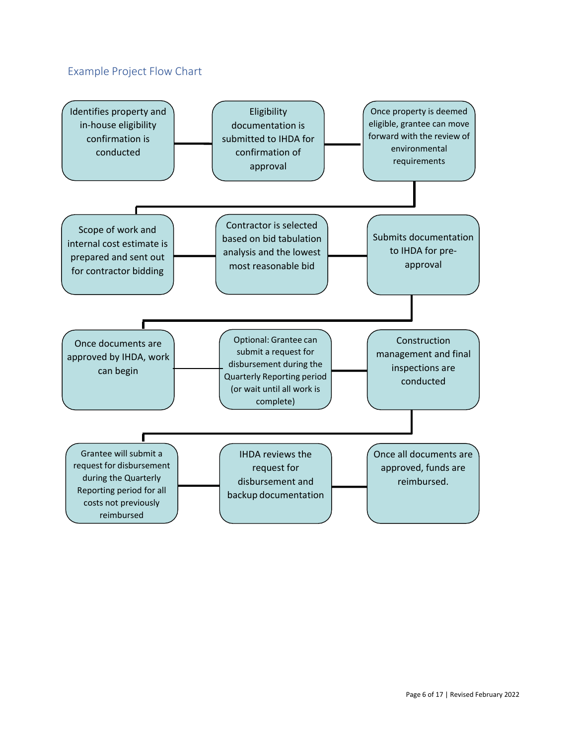## Example Project Flow Chart

1. Identifies property and in-house eligibility confirmation is conducted
2. Eligibility documentation is submitted to IHDA for confirmation of approval
3. Once property is deemed eligible, grantee can move forward with the review of environmental requirements
4. Scope of work and internal cost estimate is prepared and sent out for contractor bidding
5. Contractor is selected based on bid tabulation analysis and the lowest most reasonable bid
6. Submits documentation to IHDA for pre-approval
7. Once documents are approved by IHDA, work can begin
8. Optional: Grantee can submit a request for disbursement during the Quarterly Reporting period (or wait until all work is complete)
9. Construction management and final inspections are conducted
10. Grantee will submit a request for disbursement during the Quarterly Reporting period for all costs not previously reimbursed
11. IHDA reviews the request for disbursement and backup documentation
12. Once all documents are approved, funds are reimbursed.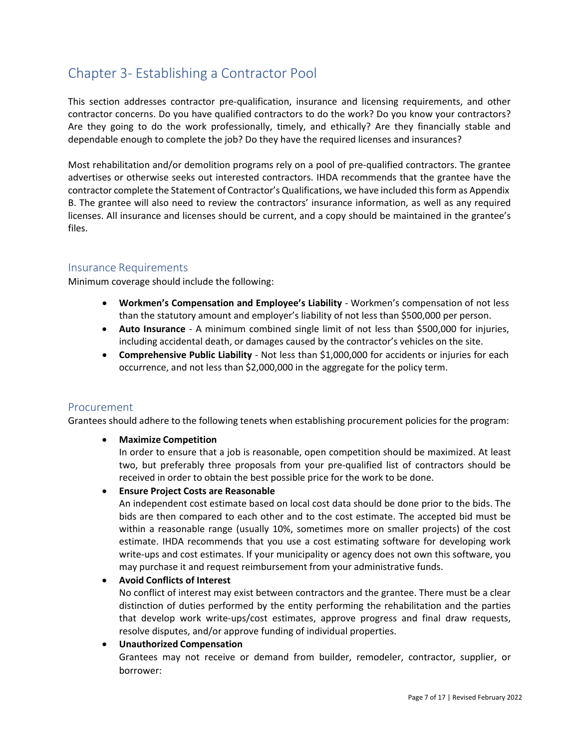# Chapter 3- Establishing a Contractor Pool

This section addresses contractor pre-qualification, insurance and licensing requirements, and other contractor concerns. Do you have qualified contractors to do the work? Do you know your contractors? Are they going to do the work professionally, timely, and ethically? Are they financially stable and dependable enough to complete the job? Do they have the required licenses and insurances?

Most rehabilitation and/or demolition programs rely on a pool of pre-qualified contractors. The grantee advertises or otherwise seeks out interested contractors. IHDA recommends that the grantee have the contractor complete the Statement of Contractor's Qualifications, we have included this form as Appendix B. The grantee will also need to review the contractors' insurance information, as well as any required licenses. All insurance and licenses should be current, and a copy should be maintained in the grantee's files.

## Insurance Requirements

Minimum coverage should include the following:

- **Workmen's Compensation and Employee's Liability** - Workmen's compensation of not less than the statutory amount and employer's liability of not less than $500,000 per person.
- **Auto Insurance** - A minimum combined single limit of not less than $500,000 for injuries, including accidental death, or damages caused by the contractor's vehicles on the site.
- **Comprehensive Public Liability** - Not less than $1,000,000 for accidents or injuries for each occurrence, and not less than $2,000,000 in the aggregate for the policy term.

## Procurement

Grantees should adhere to the following tenets when establishing procurement policies for the program:

- **Maximize Competition**
  In order to ensure that a job is reasonable, open competition should be maximized. At least two, but preferably three proposals from your pre-qualified list of contractors should be received in order to obtain the best possible price for the work to be done.
- **Ensure Project Costs are Reasonable**
  An independent cost estimate based on local cost data should be done prior to the bids. The bids are then compared to each other and to the cost estimate. The accepted bid must be within a reasonable range (usually 10%, sometimes more on smaller projects) of the cost estimate. IHDA recommends that you use a cost estimating software for developing work write-ups and cost estimates. If your municipality or agency does not own this software, you may purchase it and request reimbursement from your administrative funds.
- **Avoid Conflicts of Interest**
  No conflict of interest may exist between contractors and the grantee. There must be a clear distinction of duties performed by the entity performing the rehabilitation and the parties that develop work write-ups/cost estimates, approve progress and final draw requests, resolve disputes, and/or approve funding of individual properties.
- **Unauthorized Compensation**
  Grantees may not receive or demand from builder, remodeler, contractor, supplier, or borrower: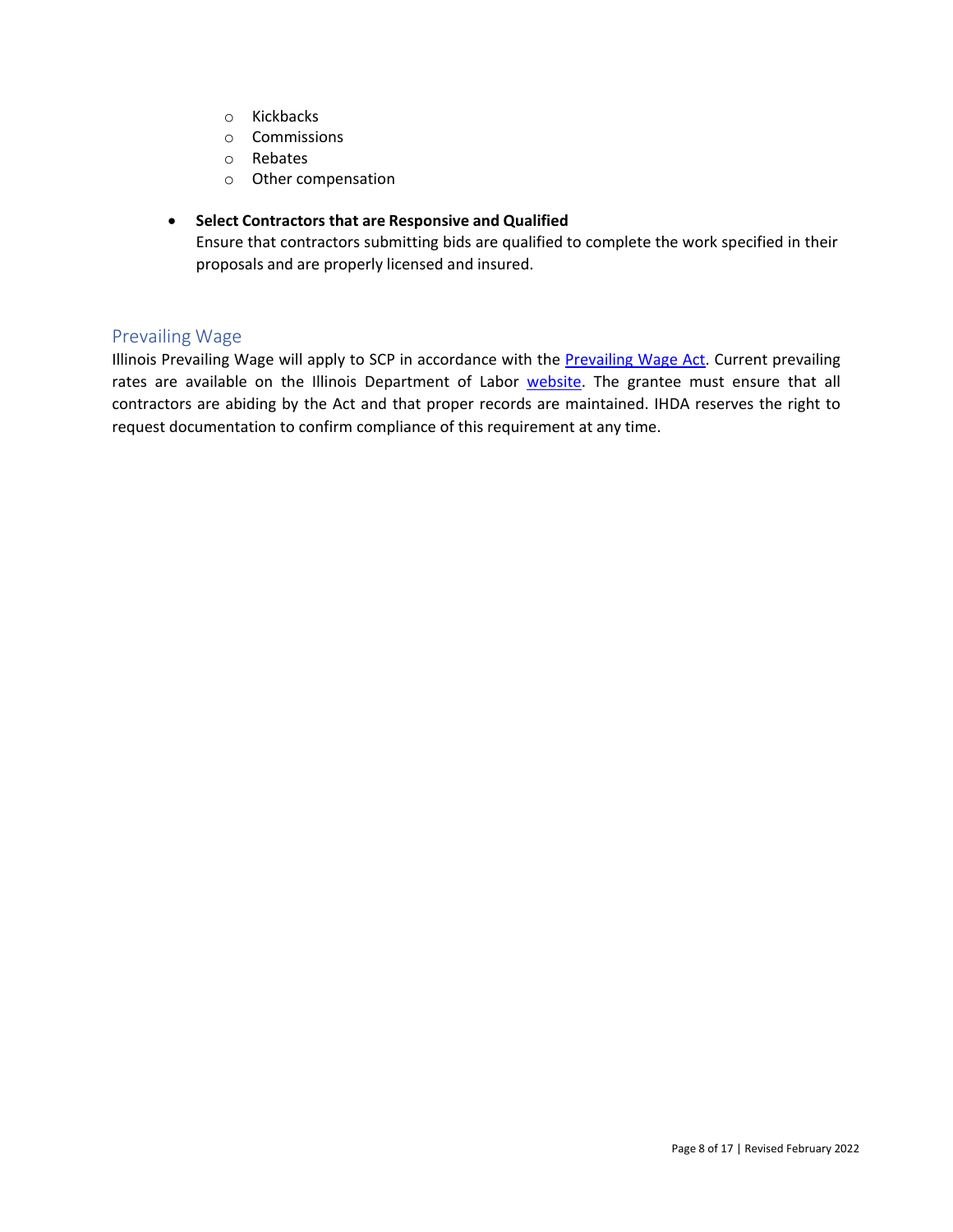- Kickbacks
  - Commissions
  - Rebates
  - Other compensation

- **Select Contractors that are Responsive and Qualified**
  Ensure that contractors submitting bids are qualified to complete the work specified in their proposals and are properly licensed and insured.

## Prevailing Wage

Illinois Prevailing Wage will apply to SCP in accordance with the Prevailing Wage Act. Current prevailing rates are available on the Illinois Department of Labor website. The grantee must ensure that all contractors are abiding by the Act and that proper records are maintained. IHDA reserves the right to request documentation to confirm compliance of this requirement at any time.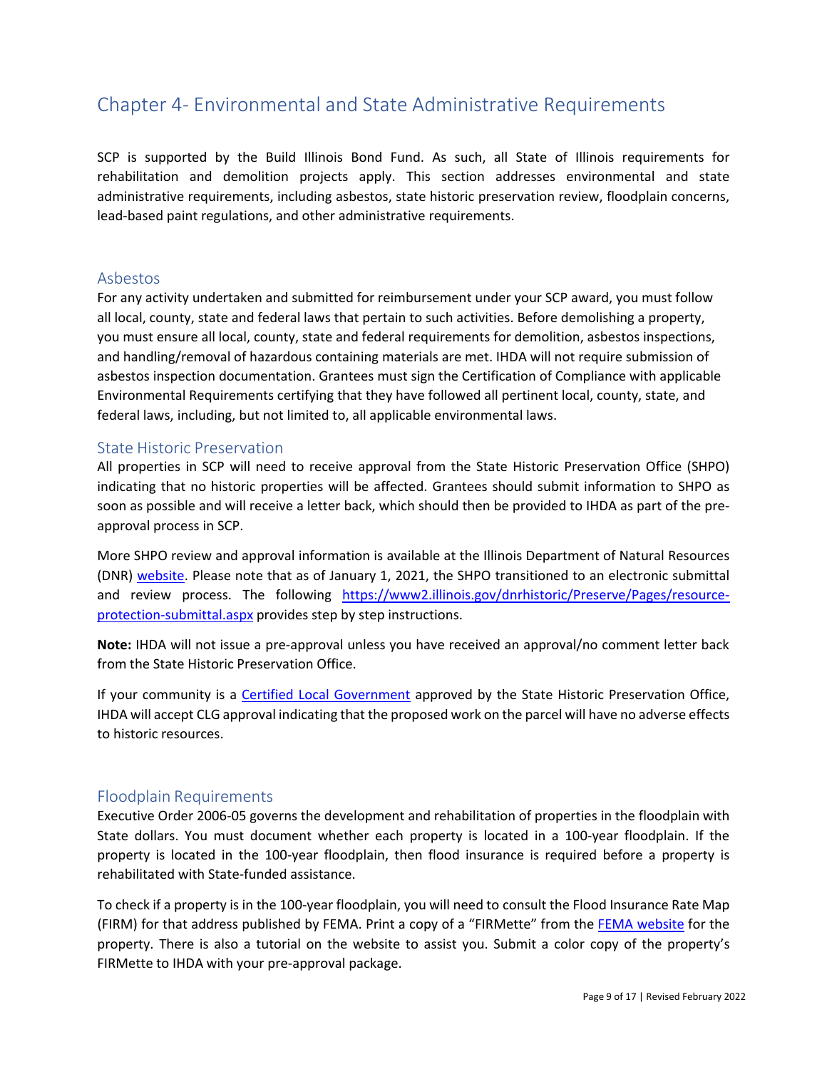# Chapter 4- Environmental and State Administrative Requirements

SCP is supported by the Build Illinois Bond Fund. As such, all State of Illinois requirements for rehabilitation and demolition projects apply. This section addresses environmental and state administrative requirements, including asbestos, state historic preservation review, floodplain concerns, lead-based paint regulations, and other administrative requirements.

## Asbestos

For any activity undertaken and submitted for reimbursement under your SCP award, you must follow all local, county, state and federal laws that pertain to such activities. Before demolishing a property, you must ensure all local, county, state and federal requirements for demolition, asbestos inspections, and handling/removal of hazardous containing materials are met. IHDA will not require submission of asbestos inspection documentation. Grantees must sign the Certification of Compliance with applicable Environmental Requirements certifying that they have followed all pertinent local, county, state, and federal laws, including, but not limited to, all applicable environmental laws.

## State Historic Preservation

All properties in SCP will need to receive approval from the State Historic Preservation Office (SHPO) indicating that no historic properties will be affected. Grantees should submit information to SHPO as soon as possible and will receive a letter back, which should then be provided to IHDA as part of the pre-approval process in SCP.

More SHPO review and approval information is available at the Illinois Department of Natural Resources (DNR) website. Please note that as of January 1, 2021, the SHPO transitioned to an electronic submittal and review process. The following https://www2.illinois.gov/dnrhistoric/Preserve/Pages/resource-protection-submittal.aspx provides step by step instructions.

**Note:** IHDA will not issue a pre-approval unless you have received an approval/no comment letter back from the State Historic Preservation Office.

If your community is a Certified Local Government approved by the State Historic Preservation Office, IHDA will accept CLG approval indicating that the proposed work on the parcel will have no adverse effects to historic resources.

## Floodplain Requirements

Executive Order 2006-05 governs the development and rehabilitation of properties in the floodplain with State dollars. You must document whether each property is located in a 100-year floodplain. If the property is located in the 100-year floodplain, then flood insurance is required before a property is rehabilitated with State-funded assistance.

To check if a property is in the 100-year floodplain, you will need to consult the Flood Insurance Rate Map (FIRM) for that address published by FEMA. Print a copy of a "FIRMette" from the FEMA website for the property. There is also a tutorial on the website to assist you. Submit a color copy of the property's FIRMette to IHDA with your pre-approval package.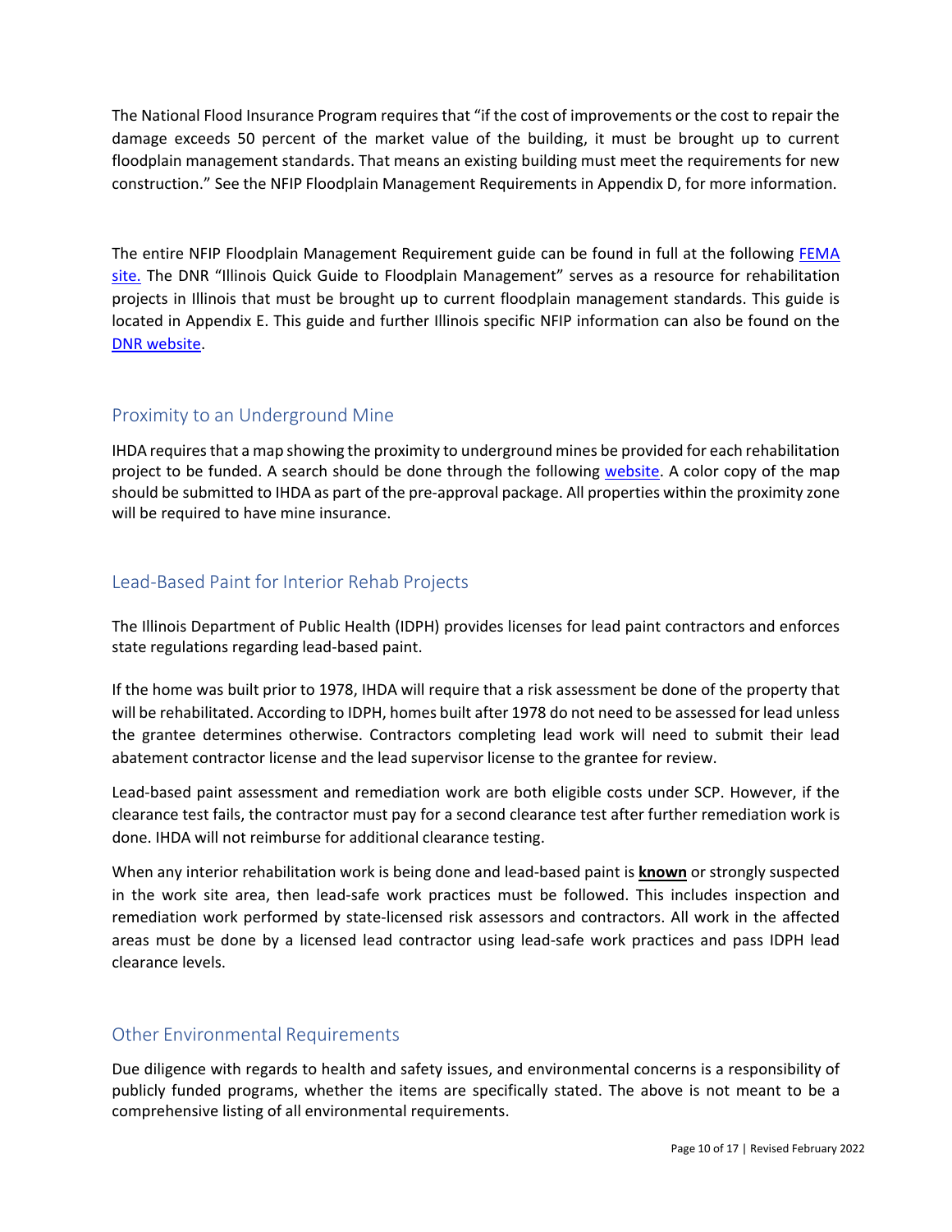The National Flood Insurance Program requires that "if the cost of improvements or the cost to repair the damage exceeds 50 percent of the market value of the building, it must be brought up to current floodplain management standards. That means an existing building must meet the requirements for new construction." See the NFIP Floodplain Management Requirements in Appendix D, for more information.

The entire NFIP Floodplain Management Requirement guide can be found in full at the following FEMA site. The DNR "Illinois Quick Guide to Floodplain Management" serves as a resource for rehabilitation projects in Illinois that must be brought up to current floodplain management standards. This guide is located in Appendix E. This guide and further Illinois specific NFIP information can also be found on the DNR website.

## Proximity to an Underground Mine

IHDA requires that a map showing the proximity to underground mines be provided for each rehabilitation project to be funded. A search should be done through the following website. A color copy of the map should be submitted to IHDA as part of the pre-approval package. All properties within the proximity zone will be required to have mine insurance.

## Lead-Based Paint for Interior Rehab Projects

The Illinois Department of Public Health (IDPH) provides licenses for lead paint contractors and enforces state regulations regarding lead-based paint.

If the home was built prior to 1978, IHDA will require that a risk assessment be done of the property that will be rehabilitated. According to IDPH, homes built after 1978 do not need to be assessed for lead unless the grantee determines otherwise. Contractors completing lead work will need to submit their lead abatement contractor license and the lead supervisor license to the grantee for review.

Lead-based paint assessment and remediation work are both eligible costs under SCP. However, if the clearance test fails, the contractor must pay for a second clearance test after further remediation work is done. IHDA will not reimburse for additional clearance testing.

When any interior rehabilitation work is being done and lead-based paint is **known** or strongly suspected in the work site area, then lead-safe work practices must be followed. This includes inspection and remediation work performed by state-licensed risk assessors and contractors. All work in the affected areas must be done by a licensed lead contractor using lead-safe work practices and pass IDPH lead clearance levels.

## Other Environmental Requirements

Due diligence with regards to health and safety issues, and environmental concerns is a responsibility of publicly funded programs, whether the items are specifically stated. The above is not meant to be a comprehensive listing of all environmental requirements.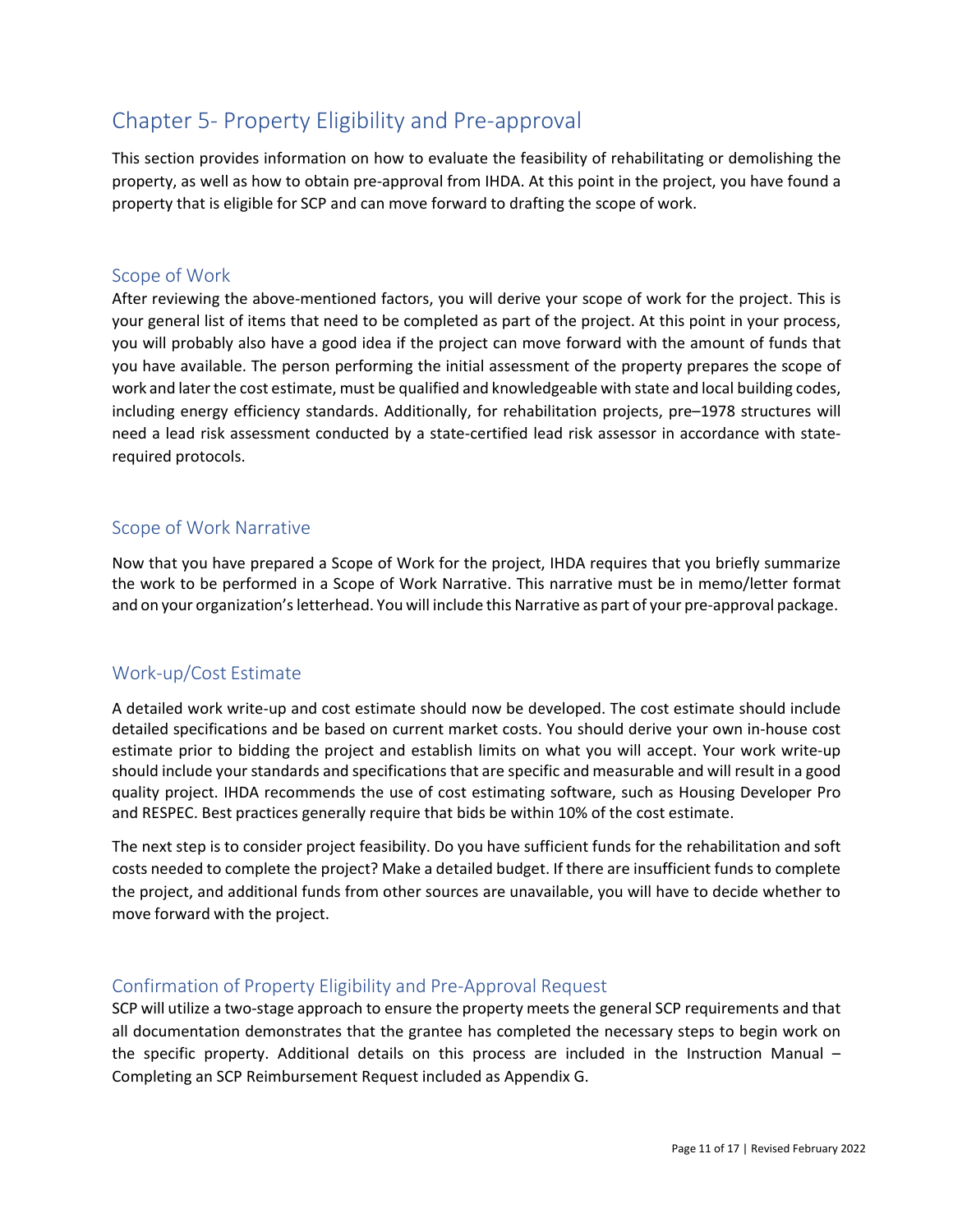# Chapter 5- Property Eligibility and Pre-approval

This section provides information on how to evaluate the feasibility of rehabilitating or demolishing the property, as well as how to obtain pre-approval from IHDA. At this point in the project, you have found a property that is eligible for SCP and can move forward to drafting the scope of work.

## Scope of Work

After reviewing the above-mentioned factors, you will derive your scope of work for the project. This is your general list of items that need to be completed as part of the project. At this point in your process, you will probably also have a good idea if the project can move forward with the amount of funds that you have available. The person performing the initial assessment of the property prepares the scope of work and later the cost estimate, must be qualified and knowledgeable with state and local building codes, including energy efficiency standards. Additionally, for rehabilitation projects, pre–1978 structures will need a lead risk assessment conducted by a state-certified lead risk assessor in accordance with state-required protocols.

## Scope of Work Narrative

Now that you have prepared a Scope of Work for the project, IHDA requires that you briefly summarize the work to be performed in a Scope of Work Narrative. This narrative must be in memo/letter format and on your organization's letterhead. You will include this Narrative as part of your pre-approval package.

## Work-up/Cost Estimate

A detailed work write-up and cost estimate should now be developed. The cost estimate should include detailed specifications and be based on current market costs. You should derive your own in-house cost estimate prior to bidding the project and establish limits on what you will accept. Your work write-up should include your standards and specifications that are specific and measurable and will result in a good quality project. IHDA recommends the use of cost estimating software, such as Housing Developer Pro and RESPEC. Best practices generally require that bids be within 10% of the cost estimate.

The next step is to consider project feasibility. Do you have sufficient funds for the rehabilitation and soft costs needed to complete the project? Make a detailed budget. If there are insufficient funds to complete the project, and additional funds from other sources are unavailable, you will have to decide whether to move forward with the project.

## Confirmation of Property Eligibility and Pre-Approval Request

SCP will utilize a two-stage approach to ensure the property meets the general SCP requirements and that all documentation demonstrates that the grantee has completed the necessary steps to begin work on the specific property. Additional details on this process are included in the Instruction Manual – Completing an SCP Reimbursement Request included as Appendix G.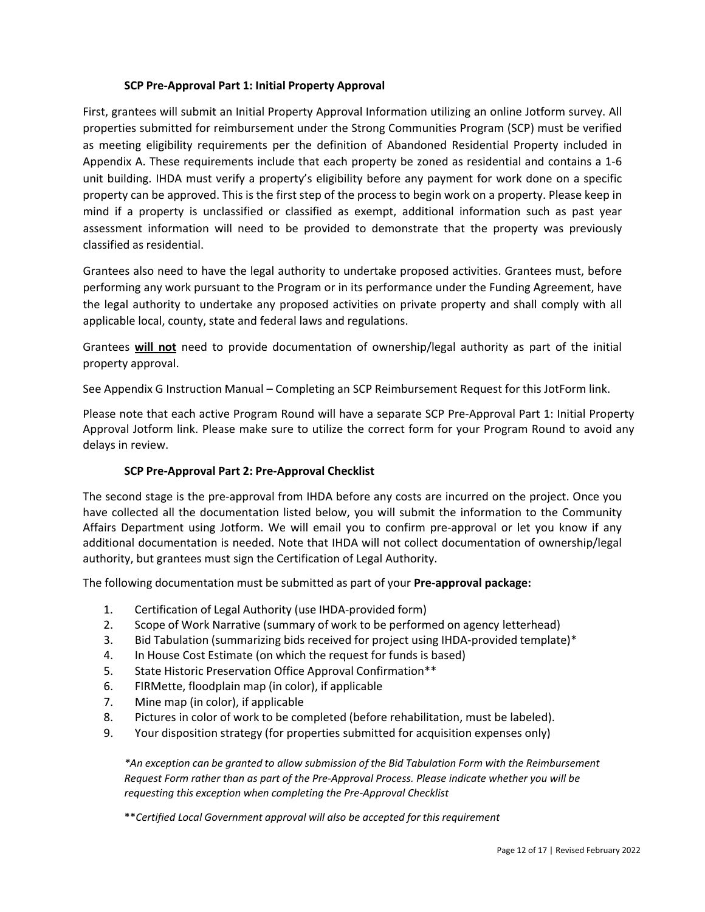### SCP Pre-Approval Part 1: Initial Property Approval

First, grantees will submit an Initial Property Approval Information utilizing an online Jotform survey. All properties submitted for reimbursement under the Strong Communities Program (SCP) must be verified as meeting eligibility requirements per the definition of Abandoned Residential Property included in Appendix A. These requirements include that each property be zoned as residential and contains a 1-6 unit building. IHDA must verify a property's eligibility before any payment for work done on a specific property can be approved. This is the first step of the process to begin work on a property. Please keep in mind if a property is unclassified or classified as exempt, additional information such as past year assessment information will need to be provided to demonstrate that the property was previously classified as residential.

Grantees also need to have the legal authority to undertake proposed activities. Grantees must, before performing any work pursuant to the Program or in its performance under the Funding Agreement, have the legal authority to undertake any proposed activities on private property and shall comply with all applicable local, county, state and federal laws and regulations.

Grantees **will not** need to provide documentation of ownership/legal authority as part of the initial property approval.

See Appendix G Instruction Manual – Completing an SCP Reimbursement Request for this JotForm link.

Please note that each active Program Round will have a separate SCP Pre-Approval Part 1: Initial Property Approval Jotform link. Please make sure to utilize the correct form for your Program Round to avoid any delays in review.

### SCP Pre-Approval Part 2: Pre-Approval Checklist

The second stage is the pre-approval from IHDA before any costs are incurred on the project. Once you have collected all the documentation listed below, you will submit the information to the Community Affairs Department using Jotform. We will email you to confirm pre-approval or let you know if any additional documentation is needed. Note that IHDA will not collect documentation of ownership/legal authority, but grantees must sign the Certification of Legal Authority.

The following documentation must be submitted as part of your **Pre-approval package:**

1. Certification of Legal Authority (use IHDA-provided form)
2. Scope of Work Narrative (summary of work to be performed on agency letterhead)
3. Bid Tabulation (summarizing bids received for project using IHDA-provided template)*
4. In House Cost Estimate (on which the request for funds is based)
5. State Historic Preservation Office Approval Confirmation**
6. FIRMette, floodplain map (in color), if applicable
7. Mine map (in color), if applicable
8. Pictures in color of work to be completed (before rehabilitation, must be labeled).
9. Your disposition strategy (for properties submitted for acquisition expenses only)

*\*An exception can be granted to allow submission of the Bid Tabulation Form with the Reimbursement Request Form rather than as part of the Pre-Approval Process. Please indicate whether you will be requesting this exception when completing the Pre-Approval Checklist*

\*\**Certified Local Government approval will also be accepted for this requirement*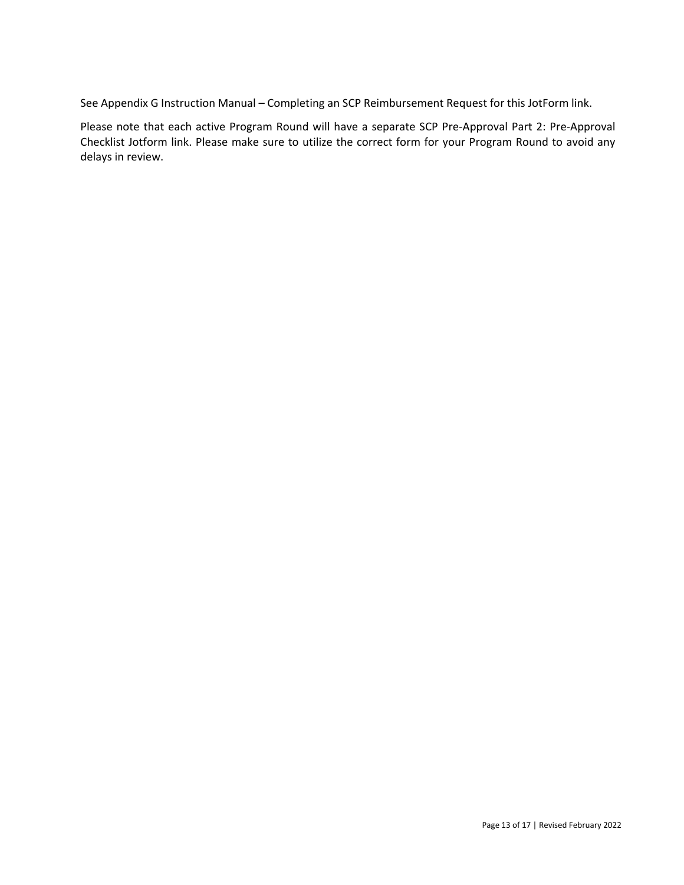See Appendix G Instruction Manual – Completing an SCP Reimbursement Request for this JotForm link.

Please note that each active Program Round will have a separate SCP Pre-Approval Part 2: Pre-Approval Checklist Jotform link. Please make sure to utilize the correct form for your Program Round to avoid any delays in review.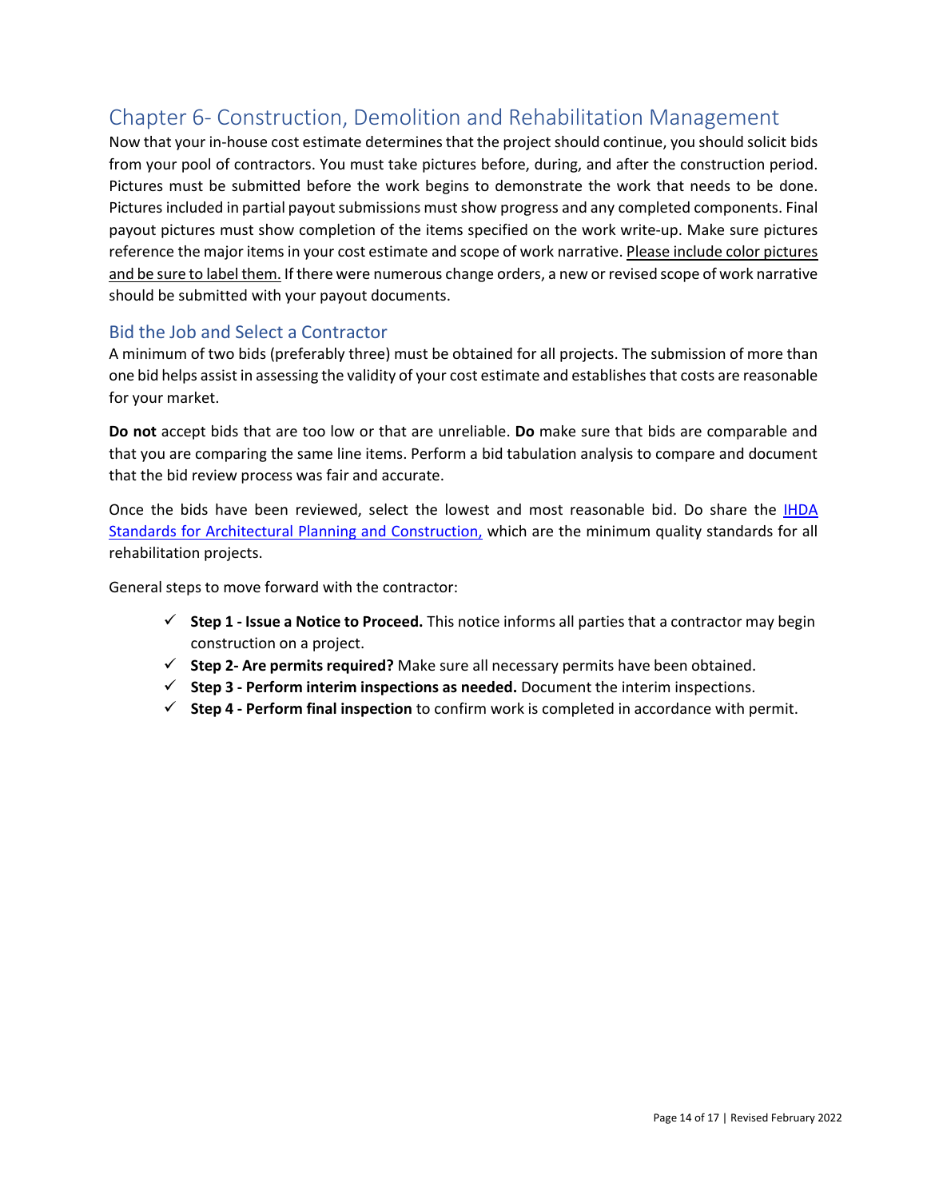## Chapter 6- Construction, Demolition and Rehabilitation Management

Now that your in-house cost estimate determines that the project should continue, you should solicit bids from your pool of contractors. You must take pictures before, during, and after the construction period. Pictures must be submitted before the work begins to demonstrate the work that needs to be done. Pictures included in partial payout submissions must show progress and any completed components. Final payout pictures must show completion of the items specified on the work write-up. Make sure pictures reference the major items in your cost estimate and scope of work narrative. Please include color pictures and be sure to label them. If there were numerous change orders, a new or revised scope of work narrative should be submitted with your payout documents.

### Bid the Job and Select a Contractor

A minimum of two bids (preferably three) must be obtained for all projects. The submission of more than one bid helps assist in assessing the validity of your cost estimate and establishes that costs are reasonable for your market.

**Do not** accept bids that are too low or that are unreliable. **Do** make sure that bids are comparable and that you are comparing the same line items. Perform a bid tabulation analysis to compare and document that the bid review process was fair and accurate.

Once the bids have been reviewed, select the lowest and most reasonable bid. Do share the IHDA Standards for Architectural Planning and Construction, which are the minimum quality standards for all rehabilitation projects.

General steps to move forward with the contractor:

- ✓ **Step 1 - Issue a Notice to Proceed.** This notice informs all parties that a contractor may begin construction on a project.
- ✓ **Step 2- Are permits required?** Make sure all necessary permits have been obtained.
- ✓ **Step 3 - Perform interim inspections as needed.** Document the interim inspections.
- ✓ **Step 4 - Perform final inspection** to confirm work is completed in accordance with permit.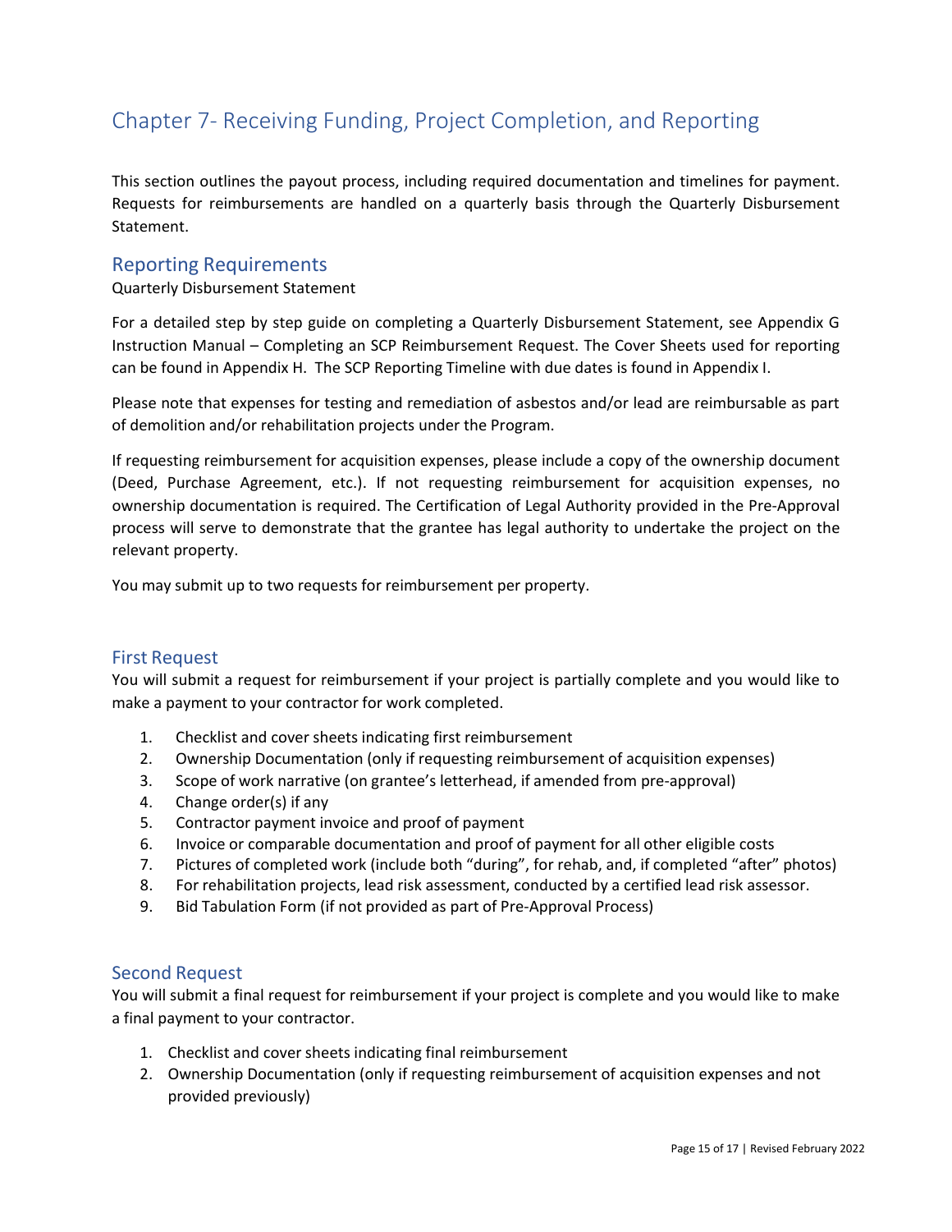# Chapter 7- Receiving Funding, Project Completion, and Reporting

This section outlines the payout process, including required documentation and timelines for payment. Requests for reimbursements are handled on a quarterly basis through the Quarterly Disbursement Statement.

## Reporting Requirements

Quarterly Disbursement Statement

For a detailed step by step guide on completing a Quarterly Disbursement Statement, see Appendix G Instruction Manual – Completing an SCP Reimbursement Request. The Cover Sheets used for reporting can be found in Appendix H. The SCP Reporting Timeline with due dates is found in Appendix I.

Please note that expenses for testing and remediation of asbestos and/or lead are reimbursable as part of demolition and/or rehabilitation projects under the Program.

If requesting reimbursement for acquisition expenses, please include a copy of the ownership document (Deed, Purchase Agreement, etc.). If not requesting reimbursement for acquisition expenses, no ownership documentation is required. The Certification of Legal Authority provided in the Pre-Approval process will serve to demonstrate that the grantee has legal authority to undertake the project on the relevant property.

You may submit up to two requests for reimbursement per property.

## First Request

You will submit a request for reimbursement if your project is partially complete and you would like to make a payment to your contractor for work completed.

1. Checklist and cover sheets indicating first reimbursement
2. Ownership Documentation (only if requesting reimbursement of acquisition expenses)
3. Scope of work narrative (on grantee's letterhead, if amended from pre-approval)
4. Change order(s) if any
5. Contractor payment invoice and proof of payment
6. Invoice or comparable documentation and proof of payment for all other eligible costs
7. Pictures of completed work (include both "during", for rehab, and, if completed "after" photos)
8. For rehabilitation projects, lead risk assessment, conducted by a certified lead risk assessor.
9. Bid Tabulation Form (if not provided as part of Pre-Approval Process)

## Second Request

You will submit a final request for reimbursement if your project is complete and you would like to make a final payment to your contractor.

1. Checklist and cover sheets indicating final reimbursement
2. Ownership Documentation (only if requesting reimbursement of acquisition expenses and not provided previously)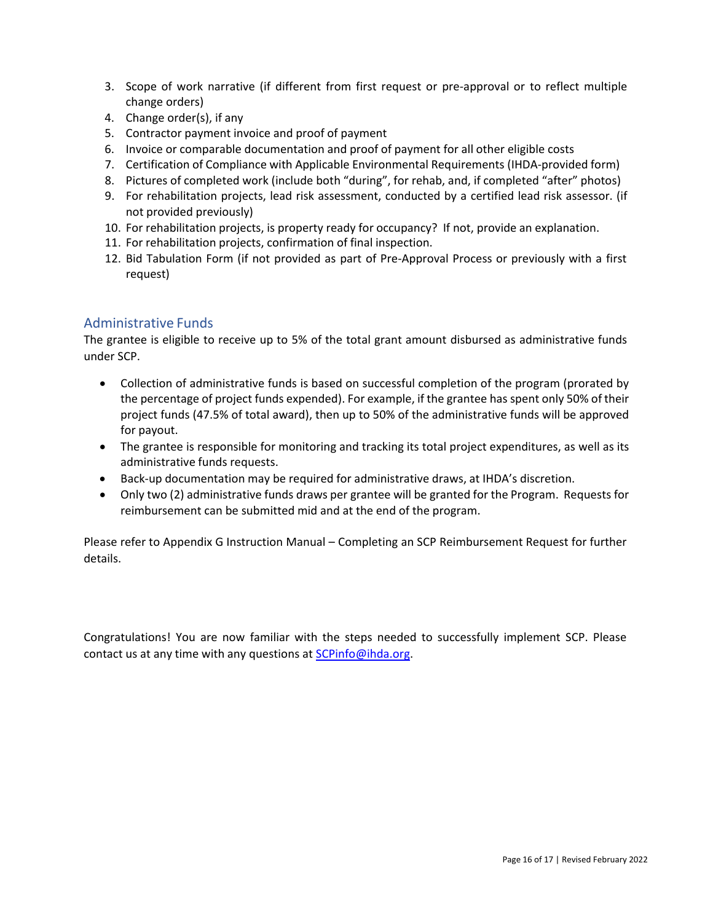3. Scope of work narrative (if different from first request or pre-approval or to reflect multiple change orders)
4. Change order(s), if any
5. Contractor payment invoice and proof of payment
6. Invoice or comparable documentation and proof of payment for all other eligible costs
7. Certification of Compliance with Applicable Environmental Requirements (IHDA-provided form)
8. Pictures of completed work (include both "during", for rehab, and, if completed "after" photos)
9. For rehabilitation projects, lead risk assessment, conducted by a certified lead risk assessor. (if not provided previously)
10. For rehabilitation projects, is property ready for occupancy? If not, provide an explanation.
11. For rehabilitation projects, confirmation of final inspection.
12. Bid Tabulation Form (if not provided as part of Pre-Approval Process or previously with a first request)

## Administrative Funds

The grantee is eligible to receive up to 5% of the total grant amount disbursed as administrative funds under SCP.

- Collection of administrative funds is based on successful completion of the program (prorated by the percentage of project funds expended). For example, if the grantee has spent only 50% of their project funds (47.5% of total award), then up to 50% of the administrative funds will be approved for payout.
- The grantee is responsible for monitoring and tracking its total project expenditures, as well as its administrative funds requests.
- Back-up documentation may be required for administrative draws, at IHDA's discretion.
- Only two (2) administrative funds draws per grantee will be granted for the Program. Requests for reimbursement can be submitted mid and at the end of the program.

Please refer to Appendix G Instruction Manual – Completing an SCP Reimbursement Request for further details.

Congratulations! You are now familiar with the steps needed to successfully implement SCP. Please contact us at any time with any questions at SCPinfo@ihda.org.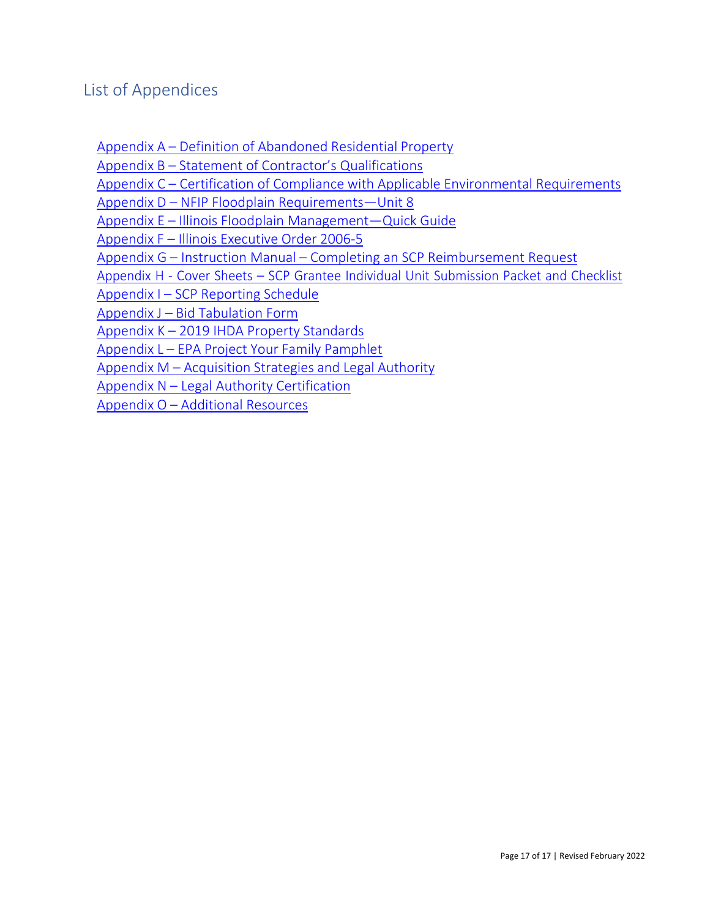## List of Appendices

- Appendix A – Definition of Abandoned Residential Property
- Appendix B – Statement of Contractor's Qualifications
- Appendix C – Certification of Compliance with Applicable Environmental Requirements
- Appendix D – NFIP Floodplain Requirements—Unit 8
- Appendix E – Illinois Floodplain Management—Quick Guide
- Appendix F – Illinois Executive Order 2006-5
- Appendix G – Instruction Manual – Completing an SCP Reimbursement Request
- Appendix H - Cover Sheets – SCP Grantee Individual Unit Submission Packet and Checklist
- Appendix I – SCP Reporting Schedule
- Appendix J – Bid Tabulation Form
- Appendix K – 2019 IHDA Property Standards
- Appendix L – EPA Project Your Family Pamphlet
- Appendix M – Acquisition Strategies and Legal Authority
- Appendix N – Legal Authority Certification
- Appendix O – Additional Resources